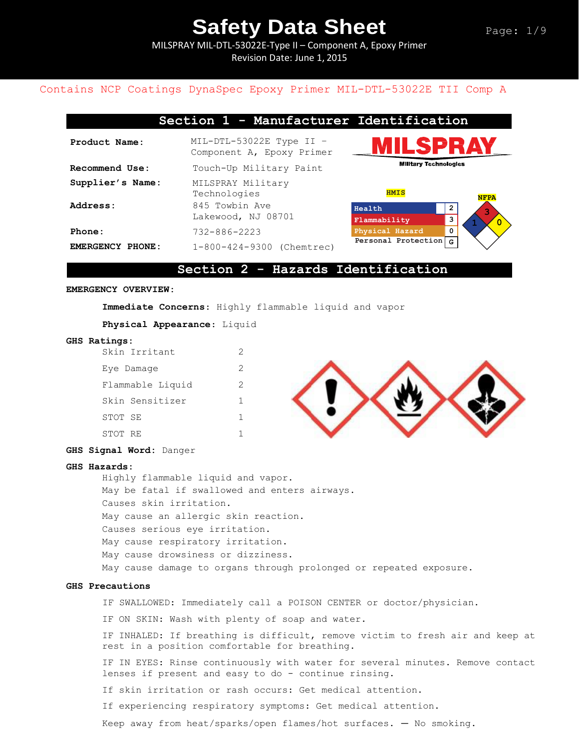# Safety Data Sheet

MILSPRAY MIL-DTL-53022E-Type II – Component A, Epoxy Primer
Revision Date: June 1, 2015

Contains NCP Coatings DynaSpec Epoxy Primer MIL-DTL-53022E TII Comp A

## Section 1 - Manufacturer Identification

| | |
|---|---|
| **Product Name:** | MIL-DTL-53022E Type II – Component A, Epoxy Primer |
| **Recommend Use:** | Touch-Up Military Paint |
| **Supplier's Name:** | MILSPRAY Military Technologies |
| **Address:** | 845 Towbin Ave Lakewood, NJ 08701 |
| **Phone:** | 732-886-2223 |
| **EMERGENCY PHONE:** | 1-800-424-9300 (Chemtrec) |

MILSPRAY Military Technologies

**HMIS**

| | |
|---|---|
| Health | 2 |
| Flammability | 3 |
| Physical Hazard | 0 |
| Personal Protection | G |

**NFPA**: Health 1, Flammability 3, Reactivity 0

## Section 2 - Hazards Identification

**EMERGENCY OVERVIEW:**

**Immediate Concerns**: Highly flammable liquid and vapor

**Physical Appearance**: Liquid

**GHS Ratings:**

| | |
|---|---|
| Skin Irritant | 2 |
| Eye Damage | 2 |
| Flammable Liquid | 2 |
| Skin Sensitizer | 1 |
| STOT SE | 1 |
| STOT RE | 1 |

**GHS Signal Word:** Danger

**GHS Hazards:**

Highly flammable liquid and vapor.
May be fatal if swallowed and enters airways.
Causes skin irritation.
May cause an allergic skin reaction.
Causes serious eye irritation.
May cause respiratory irritation.
May cause drowsiness or dizziness.
May cause damage to organs through prolonged or repeated exposure.

**GHS Precautions**

IF SWALLOWED: Immediately call a POISON CENTER or doctor/physician.

IF ON SKIN: Wash with plenty of soap and water.

IF INHALED: If breathing is difficult, remove victim to fresh air and keep at rest in a position comfortable for breathing.

IF IN EYES: Rinse continuously with water for several minutes. Remove contact lenses if present and easy to do - continue rinsing.

If skin irritation or rash occurs: Get medical attention.

If experiencing respiratory symptoms: Get medical attention.

Keep away from heat/sparks/open flames/hot surfaces. — No smoking.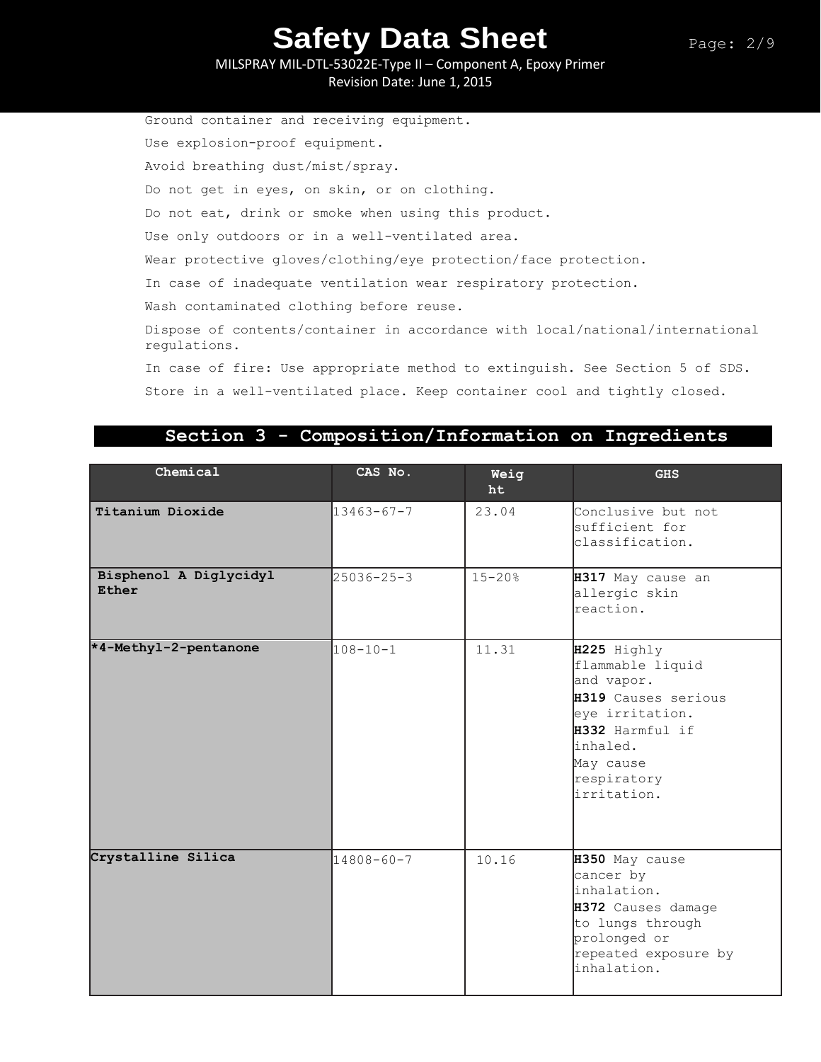Ground container and receiving equipment.

Use explosion-proof equipment.

Avoid breathing dust/mist/spray.

Do not get in eyes, on skin, or on clothing.

Do not eat, drink or smoke when using this product.

Use only outdoors or in a well-ventilated area.

Wear protective gloves/clothing/eye protection/face protection.

In case of inadequate ventilation wear respiratory protection.

Wash contaminated clothing before reuse.

Dispose of contents/container in accordance with local/national/international regulations.

In case of fire: Use appropriate method to extinguish. See Section 5 of SDS.

Store in a well-ventilated place. Keep container cool and tightly closed.

## Section 3 - Composition/Information on Ingredients

| Chemical | CAS No. | Weight | GHS |
|---|---|---|---|
| **Titanium Dioxide** | 13463-67-7 | 23.04 | Conclusive but not sufficient for classification. |
| **Bisphenol A Diglycidyl Ether** | 25036-25-3 | 15-20% | **H317** May cause an allergic skin reaction. |
| ***4-Methyl-2-pentanone** | 108-10-1 | 11.31 | **H225** Highly flammable liquid and vapor. **H319** Causes serious eye irritation. **H332** Harmful if inhaled. May cause respiratory irritation. |
| **Crystalline Silica** | 14808-60-7 | 10.16 | **H350** May cause cancer by inhalation. **H372** Causes damage to lungs through prolonged or repeated exposure by inhalation. |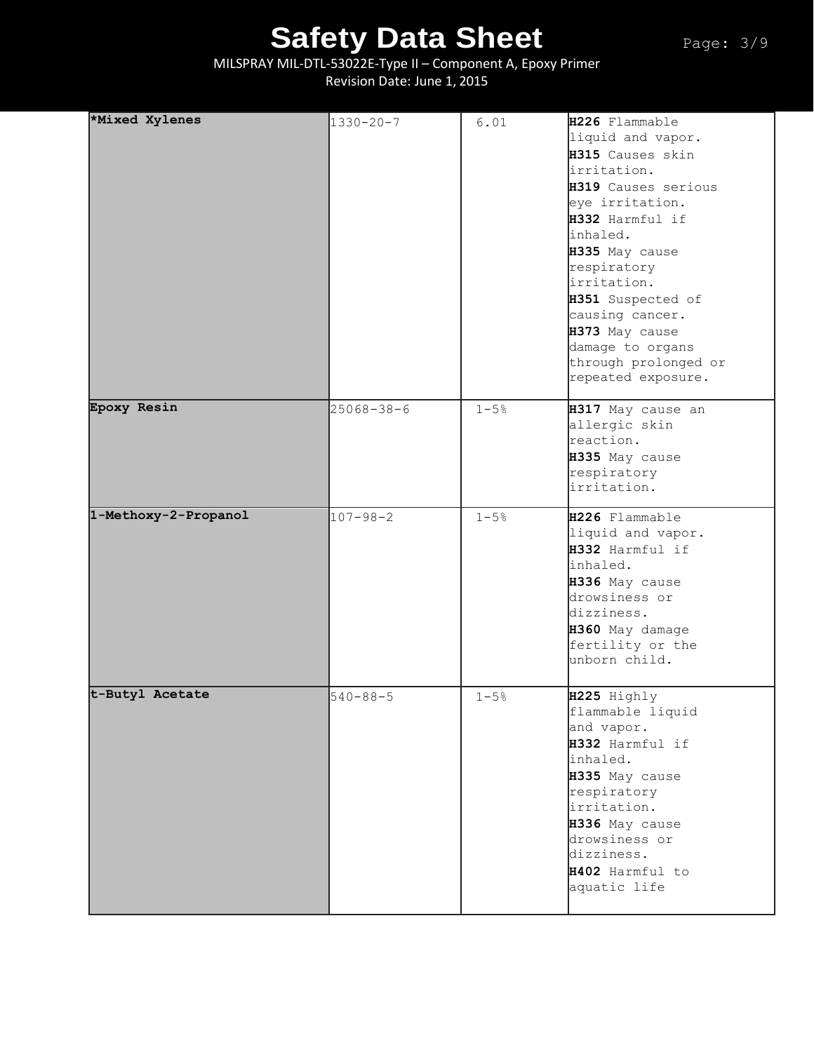| *Mixed Xylenes | 1330-20-7 | 6.01 | **H226** Flammable liquid and vapor. **H315** Causes skin irritation. **H319** Causes serious eye irritation. **H332** Harmful if inhaled. **H335** May cause respiratory irritation. **H351** Suspected of causing cancer. **H373** May cause damage to organs through prolonged or repeated exposure. |
|---|---|---|---|
| **Epoxy Resin** | 25068-38-6 | 1-5% | **H317** May cause an allergic skin reaction. **H335** May cause respiratory irritation. |
| **1-Methoxy-2-Propanol** | 107-98-2 | 1-5% | **H226** Flammable liquid and vapor. **H332** Harmful if inhaled. **H336** May cause drowsiness or dizziness. **H360** May damage fertility or the unborn child. |
| **t-Butyl Acetate** | 540-88-5 | 1-5% | **H225** Highly flammable liquid and vapor. **H332** Harmful if inhaled. **H335** May cause respiratory irritation. **H336** May cause drowsiness or dizziness. **H402** Harmful to aquatic life |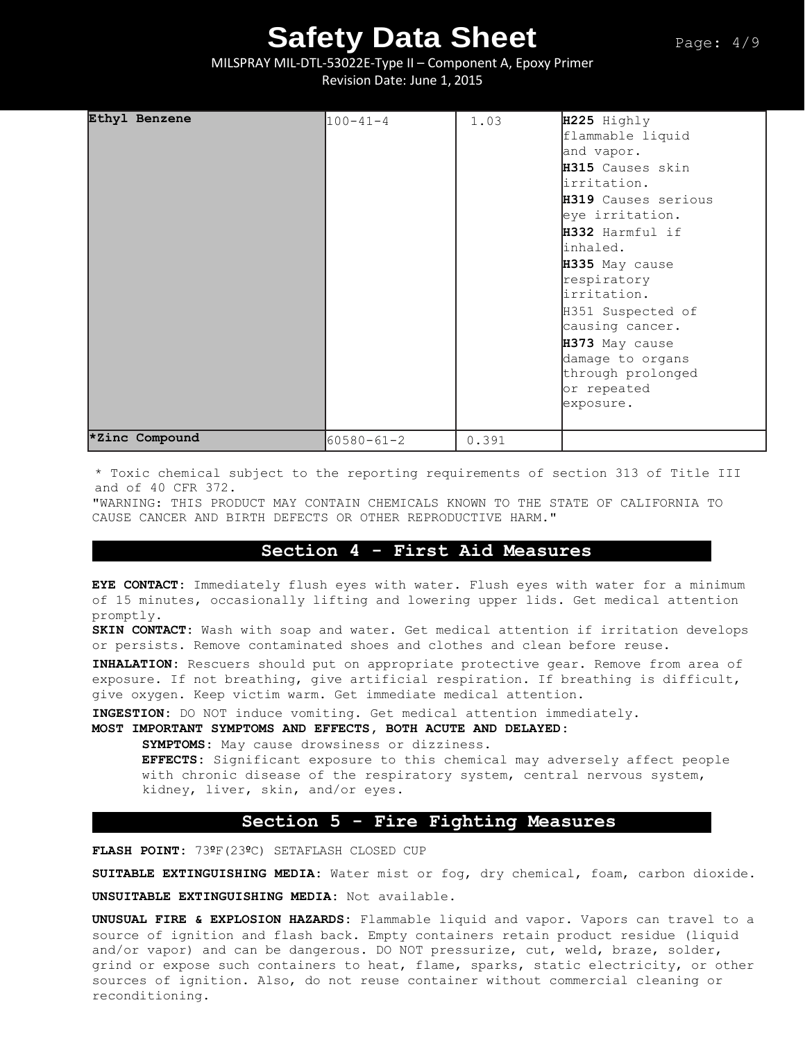| | | | |
|---|---|---|---|
| **Ethyl Benzene** | 100-41-4 | 1.03 | **H225** Highly flammable liquid and vapor.<br>**H315** Causes skin irritation.<br>**H319** Causes serious eye irritation.<br>**H332** Harmful if inhaled.<br>**H335** May cause respiratory irritation.<br>H351 Suspected of causing cancer.<br>**H373** May cause damage to organs through prolonged or repeated exposure. |
| ***Zinc Compound** | 60580-61-2 | 0.391 | |

* Toxic chemical subject to the reporting requirements of section 313 of Title III and of 40 CFR 372.

"WARNING: THIS PRODUCT MAY CONTAIN CHEMICALS KNOWN TO THE STATE OF CALIFORNIA TO CAUSE CANCER AND BIRTH DEFECTS OR OTHER REPRODUCTIVE HARM."

## Section 4 - First Aid Measures

**EYE CONTACT:** Immediately flush eyes with water. Flush eyes with water for a minimum of 15 minutes, occasionally lifting and lowering upper lids. Get medical attention promptly.

**SKIN CONTACT:** Wash with soap and water. Get medical attention if irritation develops or persists. Remove contaminated shoes and clothes and clean before reuse.

**INHALATION:** Rescuers should put on appropriate protective gear. Remove from area of exposure. If not breathing, give artificial respiration. If breathing is difficult, give oxygen. Keep victim warm. Get immediate medical attention.

**INGESTION:** DO NOT induce vomiting. Get medical attention immediately.

**MOST IMPORTANT SYMPTOMS AND EFFECTS, BOTH ACUTE AND DELAYED:**

**SYMPTOMS:** May cause drowsiness or dizziness.

**EFFECTS:** Significant exposure to this chemical may adversely affect people with chronic disease of the respiratory system, central nervous system, kidney, liver, skin, and/or eyes.

## Section 5 - Fire Fighting Measures

**FLASH POINT:** 73ºF(23ºC) SETAFLASH CLOSED CUP

**SUITABLE EXTINGUISHING MEDIA:** Water mist or fog, dry chemical, foam, carbon dioxide.

**UNSUITABLE EXTINGUISHING MEDIA:** Not available.

**UNUSUAL FIRE & EXPLOSION HAZARDS:** Flammable liquid and vapor. Vapors can travel to a source of ignition and flash back. Empty containers retain product residue (liquid and/or vapor) and can be dangerous. DO NOT pressurize, cut, weld, braze, solder, grind or expose such containers to heat, flame, sparks, static electricity, or other sources of ignition. Also, do not reuse container without commercial cleaning or reconditioning.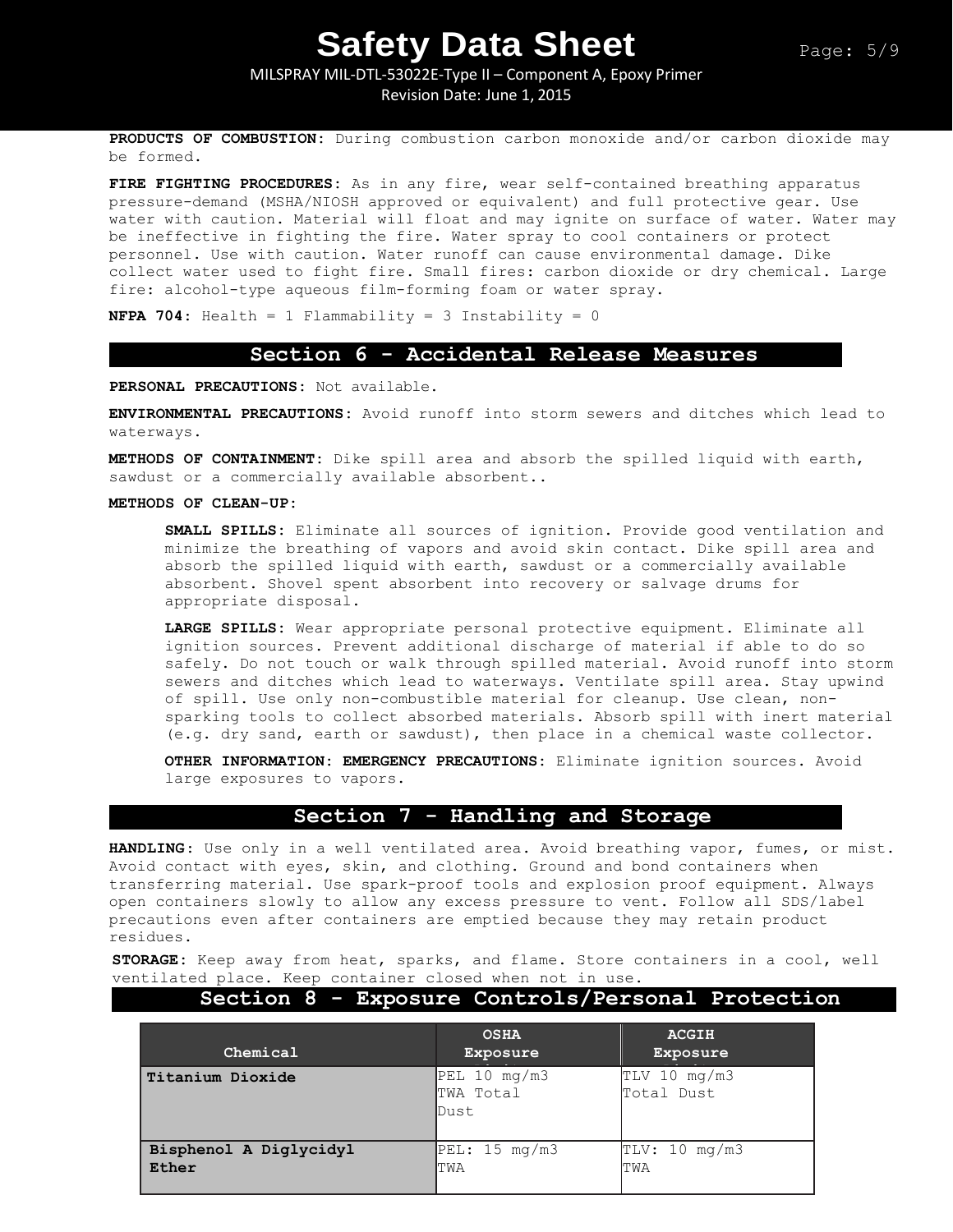**PRODUCTS OF COMBUSTION:** During combustion carbon monoxide and/or carbon dioxide may be formed.

**FIRE FIGHTING PROCEDURES:** As in any fire, wear self-contained breathing apparatus pressure-demand (MSHA/NIOSH approved or equivalent) and full protective gear. Use water with caution. Material will float and may ignite on surface of water. Water may be ineffective in fighting the fire. Water spray to cool containers or protect personnel. Use with caution. Water runoff can cause environmental damage. Dike collect water used to fight fire. Small fires: carbon dioxide or dry chemical. Large fire: alcohol-type aqueous film-forming foam or water spray.

**NFPA 704:** Health = 1 Flammability = 3 Instability = 0

## Section 6 - Accidental Release Measures

**PERSONAL PRECAUTIONS:** Not available.

**ENVIRONMENTAL PRECAUTIONS:** Avoid runoff into storm sewers and ditches which lead to waterways.

**METHODS OF CONTAINMENT:** Dike spill area and absorb the spilled liquid with earth, sawdust or a commercially available absorbent..

**METHODS OF CLEAN-UP:**

**SMALL SPILLS:** Eliminate all sources of ignition. Provide good ventilation and minimize the breathing of vapors and avoid skin contact. Dike spill area and absorb the spilled liquid with earth, sawdust or a commercially available absorbent. Shovel spent absorbent into recovery or salvage drums for appropriate disposal.

**LARGE SPILLS:** Wear appropriate personal protective equipment. Eliminate all ignition sources. Prevent additional discharge of material if able to do so safely. Do not touch or walk through spilled material. Avoid runoff into storm sewers and ditches which lead to waterways. Ventilate spill area. Stay upwind of spill. Use only non-combustible material for cleanup. Use clean, non-sparking tools to collect absorbed materials. Absorb spill with inert material (e.g. dry sand, earth or sawdust), then place in a chemical waste collector.

**OTHER INFORMATION: EMERGENCY PRECAUTIONS:** Eliminate ignition sources. Avoid large exposures to vapors.

## Section 7 - Handling and Storage

**HANDLING:** Use only in a well ventilated area. Avoid breathing vapor, fumes, or mist. Avoid contact with eyes, skin, and clothing. Ground and bond containers when transferring material. Use spark-proof tools and explosion proof equipment. Always open containers slowly to allow any excess pressure to vent. Follow all SDS/label precautions even after containers are emptied because they may retain product residues.

**STORAGE:** Keep away from heat, sparks, and flame. Store containers in a cool, well ventilated place. Keep container closed when not in use.

## Section 8 - Exposure Controls/Personal Protection

| Chemical | OSHA Exposure Limits | ACGIH Exposure Limits |
|---|---|---|
| **Titanium Dioxide** | PEL 10 mg/m3 TWA Total Dust | TLV 10 mg/m3 Total Dust |
| **Bisphenol A Diglycidyl Ether** | PEL: 15 mg/m3 TWA | TLV: 10 mg/m3 TWA |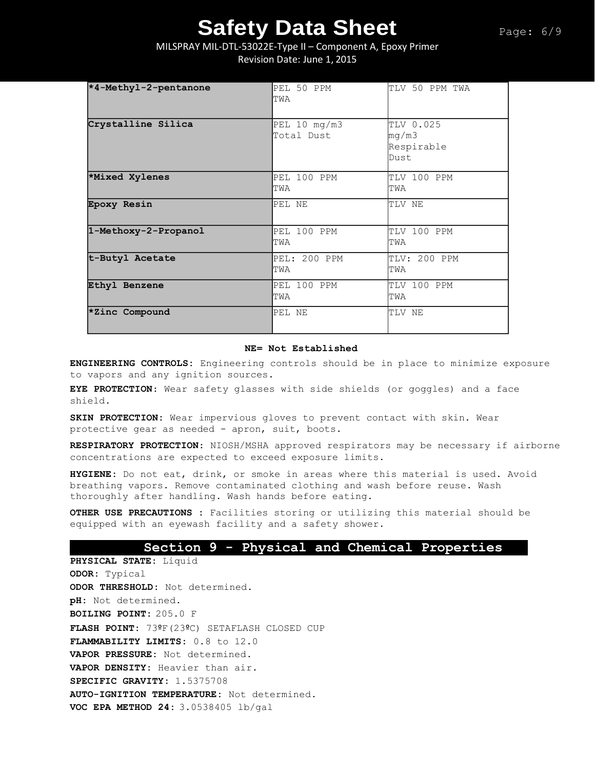| *4-Methyl-2-pentanone | PEL 50 PPM TWA | TLV 50 PPM TWA |
|---|---|---|
| Crystalline Silica | PEL 10 mg/m3 Total Dust | TLV 0.025 mg/m3 Respirable Dust |
| *Mixed Xylenes | PEL 100 PPM TWA | TLV 100 PPM TWA |
| Epoxy Resin | PEL NE | TLV NE |
| 1-Methoxy-2-Propanol | PEL 100 PPM TWA | TLV 100 PPM TWA |
| t-Butyl Acetate | PEL: 200 PPM TWA | TLV: 200 PPM TWA |
| Ethyl Benzene | PEL 100 PPM TWA | TLV 100 PPM TWA |
| *Zinc Compound | PEL NE | TLV NE |

**NE= Not Established**

**ENGINEERING CONTROLS:** Engineering controls should be in place to minimize exposure to vapors and any ignition sources.

**EYE PROTECTION:** Wear safety glasses with side shields (or goggles) and a face shield.

**SKIN PROTECTION:** Wear impervious gloves to prevent contact with skin. Wear protective gear as needed - apron, suit, boots.

**RESPIRATORY PROTECTION:** NIOSH/MSHA approved respirators may be necessary if airborne concentrations are expected to exceed exposure limits.

**HYGIENE:** Do not eat, drink, or smoke in areas where this material is used. Avoid breathing vapors. Remove contaminated clothing and wash before reuse. Wash thoroughly after handling. Wash hands before eating.

**OTHER USE PRECAUTIONS :** Facilities storing or utilizing this material should be equipped with an eyewash facility and a safety shower.

## Section 9 - Physical and Chemical Properties

**PHYSICAL STATE:** Liquid

**ODOR:** Typical

**ODOR THRESHOLD:** Not determined.

**pH:** Not determined.

**BOILING POINT:** 205.0 F

**FLASH POINT:** 73ºF(23ºC) SETAFLASH CLOSED CUP

**FLAMMABILITY LIMITS:** 0.8 to 12.0

**VAPOR PRESSURE:** Not determined.

**VAPOR DENSITY:** Heavier than air.

**SPECIFIC GRAVITY:** 1.5375708

**AUTO-IGNITION TEMPERATURE:** Not determined.

**VOC EPA METHOD 24:** 3.0538405 lb/gal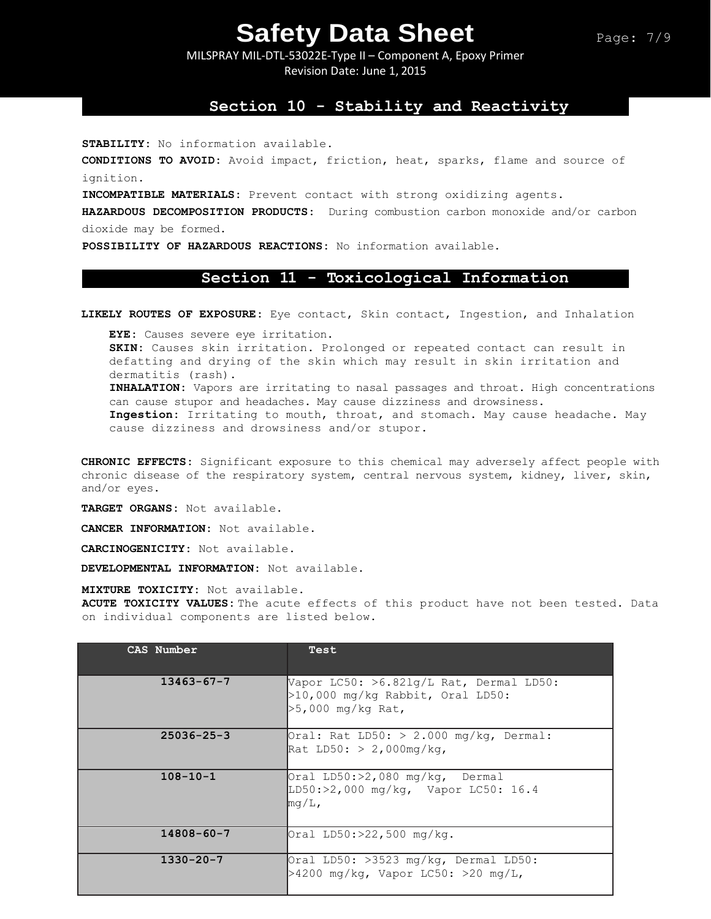## Section 10 - Stability and Reactivity

**STABILITY:** No information available.

**CONDITIONS TO AVOID:** Avoid impact, friction, heat, sparks, flame and source of ignition.

**INCOMPATIBLE MATERIALS:** Prevent contact with strong oxidizing agents.

**HAZARDOUS DECOMPOSITION PRODUCTS:** During combustion carbon monoxide and/or carbon dioxide may be formed.

**POSSIBILITY OF HAZARDOUS REACTIONS:** No information available.

## Section 11 - Toxicological Information

**LIKELY ROUTES OF EXPOSURE:** Eye contact, Skin contact, Ingestion, and Inhalation

**EYE:** Causes severe eye irritation.
**SKIN:** Causes skin irritation. Prolonged or repeated contact can result in defatting and drying of the skin which may result in skin irritation and dermatitis (rash).
**INHALATION:** Vapors are irritating to nasal passages and throat. High concentrations can cause stupor and headaches. May cause dizziness and drowsiness.
**Ingestion:** Irritating to mouth, throat, and stomach. May cause headache. May cause dizziness and drowsiness and/or stupor.

**CHRONIC EFFECTS:** Significant exposure to this chemical may adversely affect people with chronic disease of the respiratory system, central nervous system, kidney, liver, skin, and/or eyes.

**TARGET ORGANS:** Not available.

**CANCER INFORMATION:** Not available.

**CARCINOGENICITY:** Not available.

**DEVELOPMENTAL INFORMATION:** Not available.

**MIXTURE TOXICITY:** Not available.
**ACUTE TOXICITY VALUES:** The acute effects of this product have not been tested. Data on individual components are listed below.

| CAS Number | Test |
|---|---|
| 13463-67-7 | Vapor LC50: >6.821g/L Rat, Dermal LD50: >10,000 mg/kg Rabbit, Oral LD50: >5,000 mg/kg Rat, |
| 25036-25-3 | Oral: Rat LD50: > 2.000 mg/kg, Dermal: Rat LD50: > 2,000mg/kg, |
| 108-10-1 | Oral LD50:>2,080 mg/kg, Dermal LD50:>2,000 mg/kg, Vapor LC50: 16.4 mg/L, |
| 14808-60-7 | Oral LD50:>22,500 mg/kg. |
| 1330-20-7 | Oral LD50: >3523 mg/kg, Dermal LD50: >4200 mg/kg, Vapor LC50: >20 mg/L, |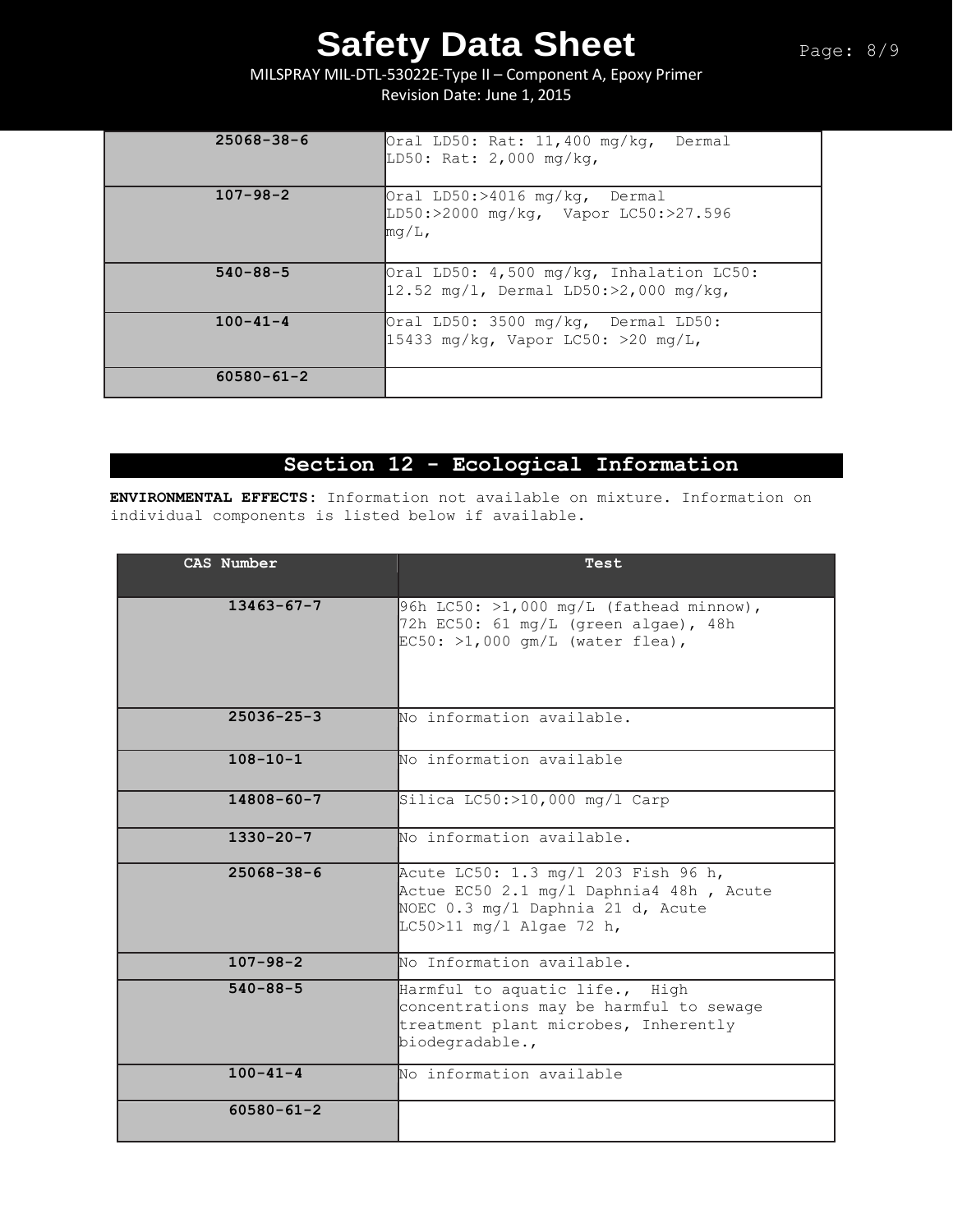| | |
|---|---|
| 25068-38-6 | Oral LD50: Rat: 11,400 mg/kg, Dermal LD50: Rat: 2,000 mg/kg, |
| 107-98-2 | Oral LD50:>4016 mg/kg, Dermal LD50:>2000 mg/kg, Vapor LC50:>27.596 mg/L, |
| 540-88-5 | Oral LD50: 4,500 mg/kg, Inhalation LC50: 12.52 mg/l, Dermal LD50:>2,000 mg/kg, |
| 100-41-4 | Oral LD50: 3500 mg/kg, Dermal LD50: 15433 mg/kg, Vapor LC50: >20 mg/L, |
| 60580-61-2 | |

## Section 12 - Ecological Information

**ENVIRONMENTAL EFFECTS**: Information not available on mixture. Information on individual components is listed below if available.

| CAS Number | Test |
|---|---|
| 13463-67-7 | 96h LC50: >1,000 mg/L (fathead minnow), 72h EC50: 61 mg/L (green algae), 48h EC50: >1,000 gm/L (water flea), |
| 25036-25-3 | No information available. |
| 108-10-1 | No information available |
| 14808-60-7 | Silica LC50:>10,000 mg/l Carp |
| 1330-20-7 | No information available. |
| 25068-38-6 | Acute LC50: 1.3 mg/l 203 Fish 96 h, Actue EC50 2.1 mg/l Daphnia4 48h , Acute NOEC 0.3 mg/l Daphnia 21 d, Acute LC50>11 mg/l Algae 72 h, |
| 107-98-2 | No Information available. |
| 540-88-5 | Harmful to aquatic life., High concentrations may be harmful to sewage treatment plant microbes, Inherently biodegradable., |
| 100-41-4 | No information available |
| 60580-61-2 | |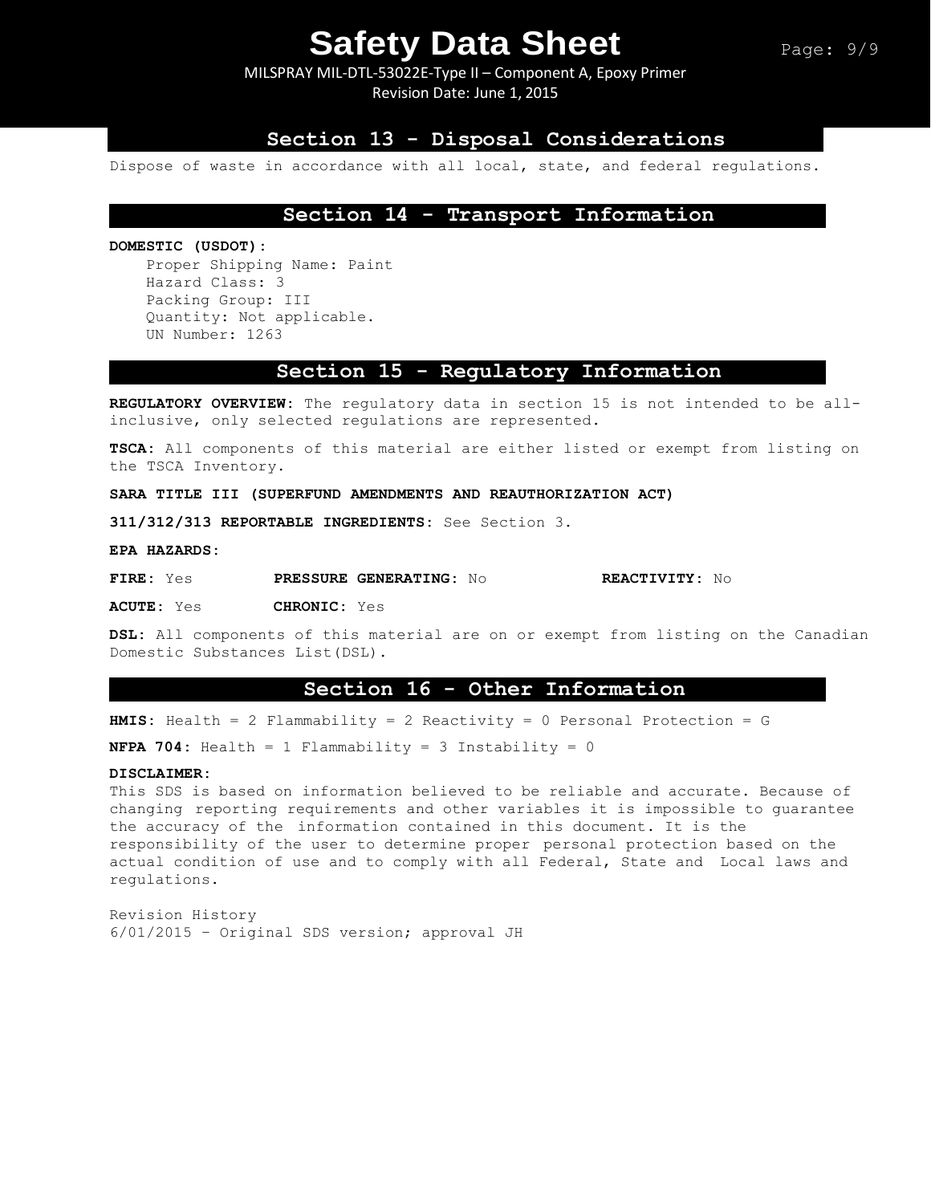## Section 13 - Disposal Considerations

Dispose of waste in accordance with all local, state, and federal regulations.

## Section 14 - Transport Information

**DOMESTIC (USDOT):**

Proper Shipping Name: Paint
Hazard Class: 3
Packing Group: III
Quantity: Not applicable.
UN Number: 1263

## Section 15 - Regulatory Information

**REGULATORY OVERVIEW:** The regulatory data in section 15 is not intended to be all-inclusive, only selected regulations are represented.

**TSCA:** All components of this material are either listed or exempt from listing on the TSCA Inventory.

**SARA TITLE III (SUPERFUND AMENDMENTS AND REAUTHORIZATION ACT)**

**311/312/313 REPORTABLE INGREDIENTS:** See Section 3.

**EPA HAZARDS:**

**FIRE:** Yes **PRESSURE GENERATING:** No **REACTIVITY:** No

**ACUTE:** Yes **CHRONIC:** Yes

**DSL:** All components of this material are on or exempt from listing on the Canadian Domestic Substances List(DSL).

## Section 16 - Other Information

**HMIS:** Health = 2 Flammability = 2 Reactivity = 0 Personal Protection = G

**NFPA 704:** Health = 1 Flammability = 3 Instability = 0

**DISCLAIMER:**
This SDS is based on information believed to be reliable and accurate. Because of changing reporting requirements and other variables it is impossible to guarantee the accuracy of the information contained in this document. It is the responsibility of the user to determine proper personal protection based on the actual condition of use and to comply with all Federal, State and Local laws and regulations.

Revision History
6/01/2015 – Original SDS version; approval JH